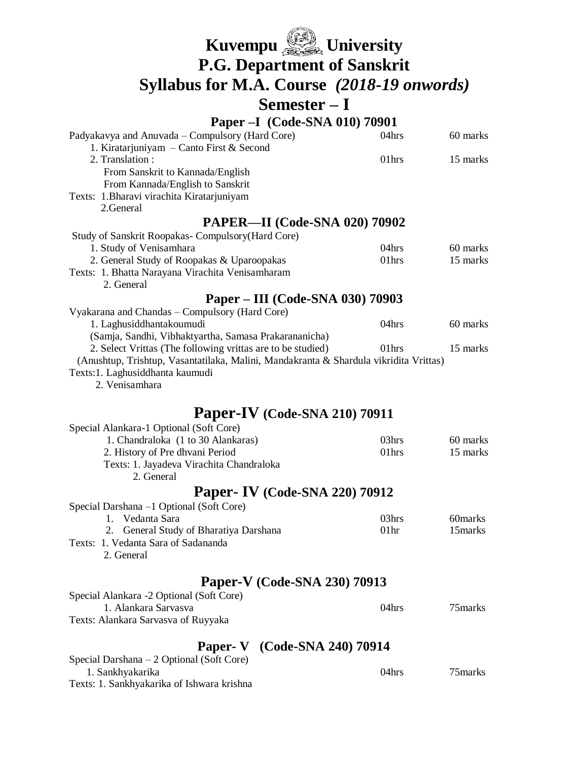# Kuvempu University

# P.G. Department of Sanskrit

# Syllabus for M.A. Course *(2018-19 onwords)*

# Semester – I

## Paper –I (Code-SNA 010) 70901

| | | |
|---|---|---|
| Padyakavya and Anuvada – Compulsory (Hard Core) | 04hrs | 60 marks |
| 1. Kiratarjuniyam – Canto First & Second | | |
| 2. Translation : | 01hrs | 15 marks |
| From Sanskrit to Kannada/English | | |
| From Kannada/English to Sanskrit | | |

Texts: 1.Bharavi virachita Kiratarjuniyam
2.General

## PAPER—II (Code-SNA 020) 70902

Study of Sanskrit Roopakas- Compulsory(Hard Core)

| | | |
|---|---|---|
| 1. Study of Venisamhara | 04hrs | 60 marks |
| 2. General Study of Roopakas & Uparoopakas | 01hrs | 15 marks |

Texts: 1. Bhatta Narayana Virachita Venisamharam
2. General

## Paper – III (Code-SNA 030) 70903

Vyakarana and Chandas – Compulsory (Hard Core)

| | | |
|---|---|---|
| 1. Laghusiddhantakoumudi | 04hrs | 60 marks |
| (Samja, Sandhi, Vibhaktyartha, Samasa Prakarananicha) | | |
| 2. Select Vrittas (The following vrittas are to be studied) | 01hrs | 15 marks |

(Anushtup, Trishtup, Vasantatilaka, Malini, Mandakranta & Shardula vikridita Vrittas)

Texts:1. Laghusiddhanta kaumudi
2. Venisamhara

## Paper-IV (Code-SNA 210) 70911

Special Alankara-1 Optional (Soft Core)

| | | |
|---|---|---|
| 1. Chandraloka (1 to 30 Alankaras) | 03hrs | 60 marks |
| 2. History of Pre dhvani Period | 01hrs | 15 marks |

Texts: 1. Jayadeva Virachita Chandraloka
2. General

## Paper- IV (Code-SNA 220) 70912

Special Darshana –1 Optional (Soft Core)

| | | |
|---|---|---|
| 1. Vedanta Sara | 03hrs | 60marks |
| 2. General Study of Bharatiya Darshana | 01hr | 15marks |

Texts: 1. Vedanta Sara of Sadananda
2. General

## Paper-V (Code-SNA 230) 70913

Special Alankara -2 Optional (Soft Core)

| | | |
|---|---|---|
| 1. Alankara Sarvasva | 04hrs | 75marks |

Texts: Alankara Sarvasva of Ruyyaka

## Paper- V (Code-SNA 240) 70914

Special Darshana – 2 Optional (Soft Core)

| | | |
|---|---|---|
| 1. Sankhyakarika | 04hrs | 75marks |

Texts: 1. Sankhyakarika of Ishwara krishna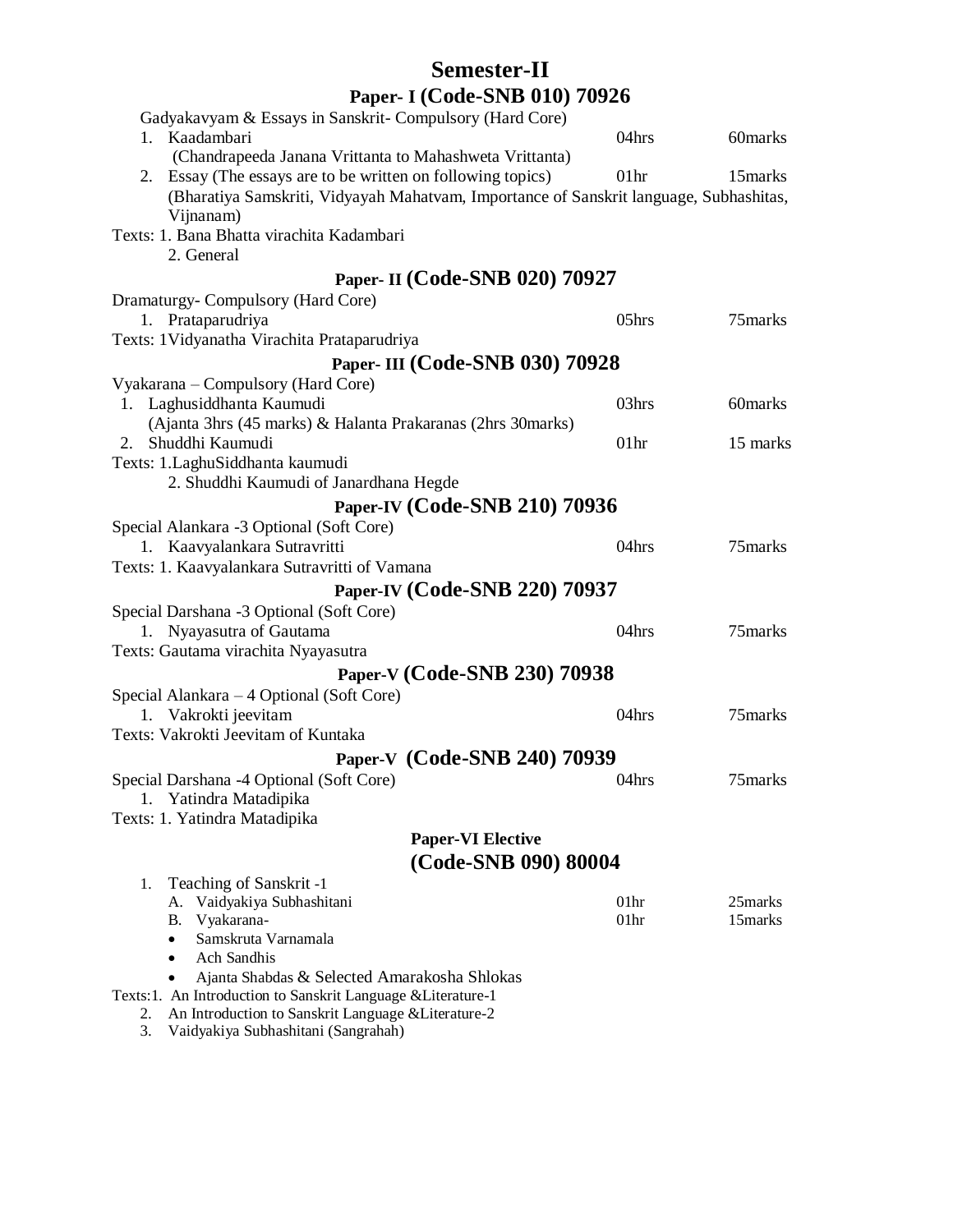# Semester-II

## Paper- I (Code-SNB 010) 70926

Gadyakavyam & Essays in Sanskrit- Compulsory (Hard Core)

1. Kaadambari — 04hrs — 60marks
   (Chandrapeeda Janana Vrittanta to Mahashweta Vrittanta)
2. Essay (The essays are to be written on following topics) — 01hr — 15marks
   (Bharatiya Samskriti, Vidyayah Mahatvam, Importance of Sanskrit language, Subhashitas, Vijnanam)

Texts: 1. Bana Bhatta virachita Kadambari
2. General

## Paper- II (Code-SNB 020) 70927

Dramaturgy- Compulsory (Hard Core)

1. Prataparudriya — 05hrs — 75marks

Texts: 1Vidyanatha Virachita Prataparudriya

## Paper- III (Code-SNB 030) 70928

Vyakarana – Compulsory (Hard Core)

1. Laghusiddhanta Kaumudi — 03hrs — 60marks
   (Ajanta 3hrs (45 marks) & Halanta Prakaranas (2hrs 30marks)
2. Shuddhi Kaumudi — 01hr — 15 marks

Texts: 1.LaghuSiddhanta kaumudi
2. Shuddhi Kaumudi of Janardhana Hegde

## Paper-IV (Code-SNB 210) 70936

Special Alankara -3 Optional (Soft Core)

1. Kaavyalankara Sutravritti — 04hrs — 75marks

Texts: 1. Kaavyalankara Sutravritti of Vamana

## Paper-IV (Code-SNB 220) 70937

Special Darshana -3 Optional (Soft Core)

1. Nyayasutra of Gautama — 04hrs — 75marks

Texts: Gautama virachita Nyayasutra

## Paper-V (Code-SNB 230) 70938

Special Alankara – 4 Optional (Soft Core)

1. Vakrokti jeevitam — 04hrs — 75marks

Texts: Vakrokti Jeevitam of Kuntaka

## Paper-V (Code-SNB 240) 70939

Special Darshana -4 Optional (Soft Core) — 04hrs — 75marks

1. Yatindra Matadipika

Texts: 1. Yatindra Matadipika

## Paper-VI Elective
## (Code-SNB 090) 80004

1. Teaching of Sanskrit -1
   A. Vaidyakiya Subhashitani — 01hr — 25marks
   B. Vyakarana- — 01hr — 15marks
      - Samskruta Varnamala
      - Ach Sandhis
      - Ajanta Shabdas & Selected Amarakosha Shlokas

Texts:1. An Introduction to Sanskrit Language &Literature-1
2. An Introduction to Sanskrit Language &Literature-2
3. Vaidyakiya Subhashitani (Sangrahah)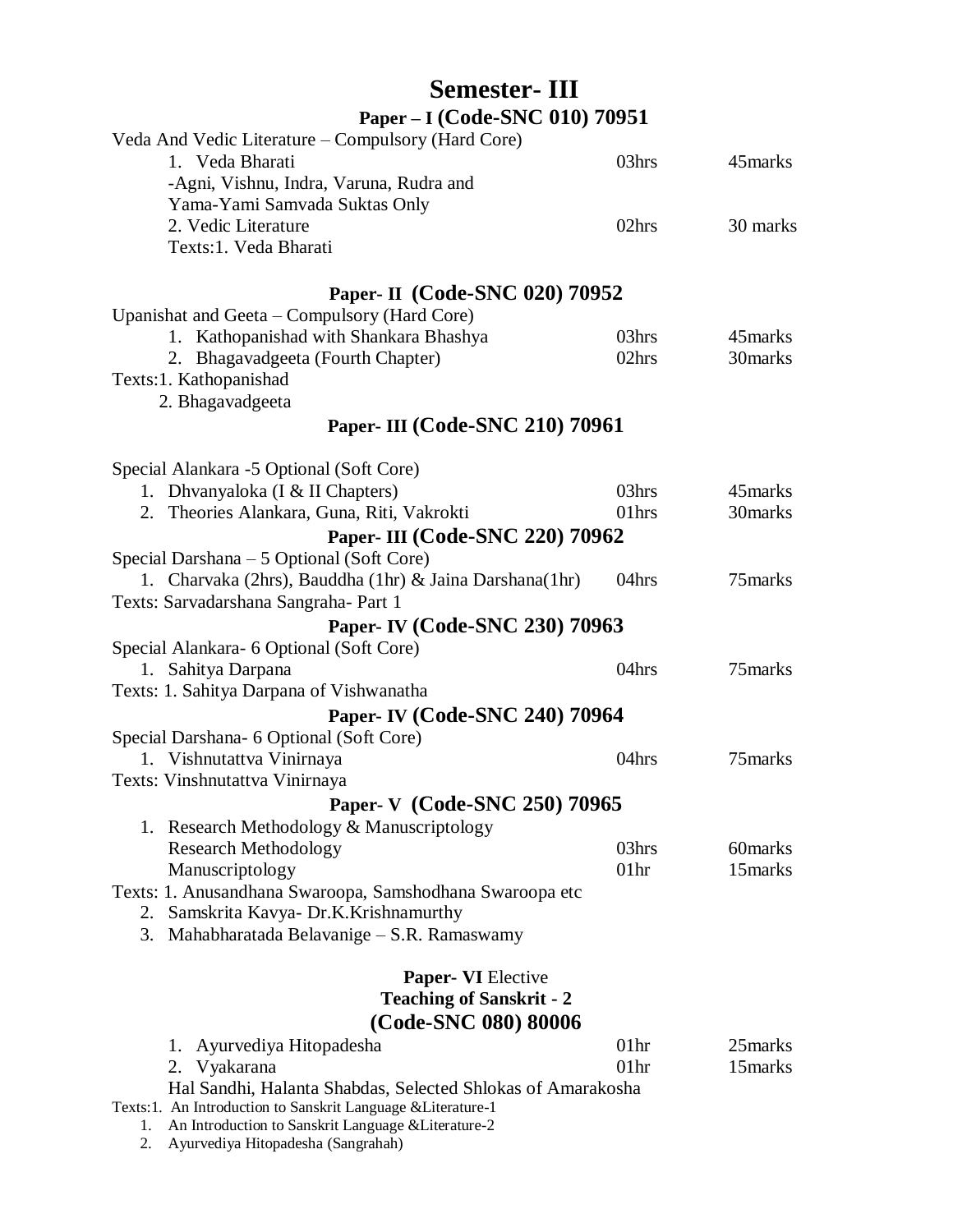# Semester- III

## Paper – I (Code-SNC 010) 70951

Veda And Vedic Literature – Compulsory (Hard Core)

| | | |
|---|---|---|
| 1. Veda Bharati | 03hrs | 45marks |
| -Agni, Vishnu, Indra, Varuna, Rudra and Yama-Yami Samvada Suktas Only | | |
| 2. Vedic Literature | 02hrs | 30 marks |

Texts:1. Veda Bharati

## Paper- II (Code-SNC 020) 70952

Upanishat and Geeta – Compulsory (Hard Core)

| | | |
|---|---|---|
| 1. Kathopanishad with Shankara Bhashya | 03hrs | 45marks |
| 2. Bhagavadgeeta (Fourth Chapter) | 02hrs | 30marks |

Texts:1. Kathopanishad
2. Bhagavadgeeta

## Paper- III (Code-SNC 210) 70961

Special Alankara -5 Optional (Soft Core)

| | | |
|---|---|---|
| 1. Dhvanyaloka (I & II Chapters) | 03hrs | 45marks |
| 2. Theories Alankara, Guna, Riti, Vakrokti | 01hrs | 30marks |

## Paper- III (Code-SNC 220) 70962

Special Darshana – 5 Optional (Soft Core)

| | | |
|---|---|---|
| 1. Charvaka (2hrs), Bauddha (1hr) & Jaina Darshana(1hr) | 04hrs | 75marks |

Texts: Sarvadarshana Sangraha- Part 1

## Paper- IV (Code-SNC 230) 70963

Special Alankara- 6 Optional (Soft Core)

| | | |
|---|---|---|
| 1. Sahitya Darpana | 04hrs | 75marks |

Texts: 1. Sahitya Darpana of Vishwanatha

## Paper- IV (Code-SNC 240) 70964

Special Darshana- 6 Optional (Soft Core)

| | | |
|---|---|---|
| 1. Vishnutattva Vinirnaya | 04hrs | 75marks |

Texts: Vinshnutattva Vinirnaya

## Paper- V (Code-SNC 250) 70965

1. Research Methodology & Manuscriptology

| | | |
|---|---|---|
| Research Methodology | 03hrs | 60marks |
| Manuscriptology | 01hr | 15marks |

Texts: 1. Anusandhana Swaroopa, Samshodhana Swaroopa etc
2. Samskrita Kavya- Dr.K.Krishnamurthy
3. Mahabharatada Belavanige – S.R. Ramaswamy

## Paper- VI Elective
## Teaching of Sanskrit - 2
## (Code-SNC 080) 80006

| | | |
|---|---|---|
| 1. Ayurvediya Hitopadesha | 01hr | 25marks |
| 2. Vyakarana | 01hr | 15marks |

Hal Sandhi, Halanta Shabdas, Selected Shlokas of Amarakosha

Texts:1. An Introduction to Sanskrit Language &Literature-1
1. An Introduction to Sanskrit Language &Literature-2
2. Ayurvediya Hitopadesha (Sangrahah)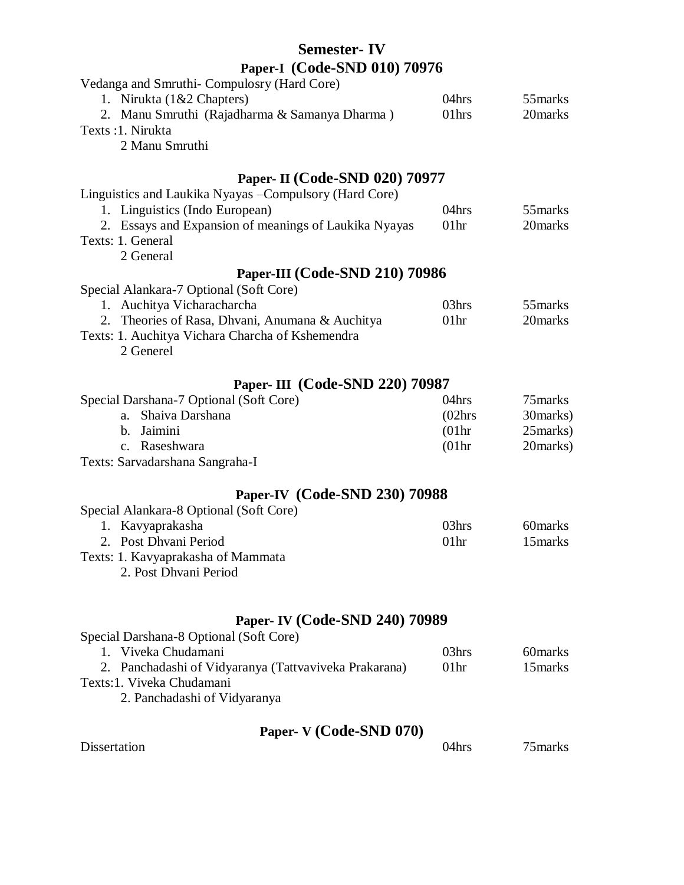# Semester- IV

## Paper-I (Code-SND 010) 70976

Vedanga and Smruthi- Compulosry (Hard Core)

| | | | |
|---|---|---|---|
| 1. | Nirukta (1&2 Chapters) | 04hrs | 55marks |
| 2. | Manu Smruthi (Rajadharma & Samanya Dharma ) | 01hrs | 20marks |

Texts :1. Nirukta

2 Manu Smruthi

## Paper- II (Code-SND 020) 70977

Linguistics and Laukika Nyayas –Compulsory (Hard Core)

| | | | |
|---|---|---|---|
| 1. | Linguistics (Indo European) | 04hrs | 55marks |
| 2. | Essays and Expansion of meanings of Laukika Nyayas | 01hr | 20marks |

Texts: 1. General

2 General

## Paper-III (Code-SND 210) 70986

Special Alankara-7 Optional (Soft Core)

| | | | |
|---|---|---|---|
| 1. | Auchitya Vicharacharcha | 03hrs | 55marks |
| 2. | Theories of Rasa, Dhvani, Anumana & Auchitya | 01hr | 20marks |

Texts: 1. Auchitya Vichara Charcha of Kshemendra

2 Generel

## Paper- III (Code-SND 220) 70987

| | | |
|---|---|---|
| Special Darshana-7 Optional (Soft Core) | 04hrs | 75marks |
| a. Shaiva Darshana | (02hrs | 30marks) |
| b. Jaimini | (01hr | 25marks) |
| c. Raseshwara | (01hr | 20marks) |

Texts: Sarvadarshana Sangraha-I

## Paper-IV (Code-SND 230) 70988

Special Alankara-8 Optional (Soft Core)

| | | | |
|---|---|---|---|
| 1. | Kavyaprakasha | 03hrs | 60marks |
| 2. | Post Dhvani Period | 01hr | 15marks |

Texts: 1. Kavyaprakasha of Mammata

2. Post Dhvani Period

## Paper- IV (Code-SND 240) 70989

Special Darshana-8 Optional (Soft Core)

| | | | |
|---|---|---|---|
| 1. | Viveka Chudamani | 03hrs | 60marks |
| 2. | Panchadashi of Vidyaranya (Tattvaviveka Prakarana) | 01hr | 15marks |

Texts:1. Viveka Chudamani

2. Panchadashi of Vidyaranya

## Paper- V (Code-SND 070)

| | | |
|---|---|---|
| Dissertation | 04hrs | 75marks |